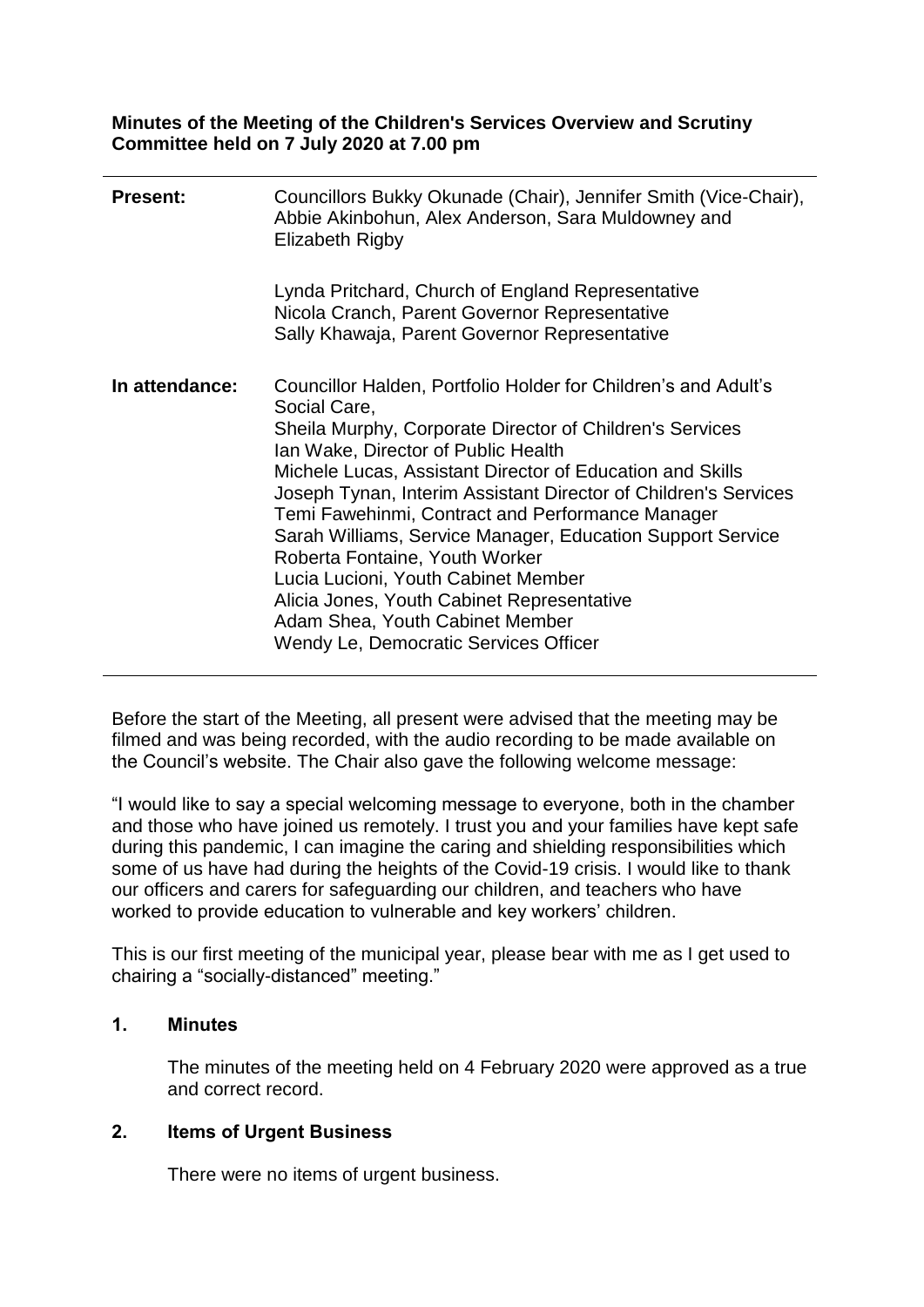**Minutes of the Meeting of the Children's Services Overview and Scrutiny Committee held on 7 July 2020 at 7.00 pm**

| | |
|---|---|
| **Present:** | Councillors Bukky Okunade (Chair), Jennifer Smith (Vice-Chair), Abbie Akinbohun, Alex Anderson, Sara Muldowney and Elizabeth Rigby<br><br>Lynda Pritchard, Church of England Representative<br>Nicola Cranch, Parent Governor Representative<br>Sally Khawaja, Parent Governor Representative |
| **In attendance:** | Councillor Halden, Portfolio Holder for Children's and Adult's Social Care,<br>Sheila Murphy, Corporate Director of Children's Services<br>Ian Wake, Director of Public Health<br>Michele Lucas, Assistant Director of Education and Skills<br>Joseph Tynan, Interim Assistant Director of Children's Services<br>Temi Fawehinmi, Contract and Performance Manager<br>Sarah Williams, Service Manager, Education Support Service<br>Roberta Fontaine, Youth Worker<br>Lucia Lucioni, Youth Cabinet Member<br>Alicia Jones, Youth Cabinet Representative<br>Adam Shea, Youth Cabinet Member<br>Wendy Le, Democratic Services Officer |

Before the start of the Meeting, all present were advised that the meeting may be filmed and was being recorded, with the audio recording to be made available on the Council's website. The Chair also gave the following welcome message:

"I would like to say a special welcoming message to everyone, both in the chamber and those who have joined us remotely. I trust you and your families have kept safe during this pandemic, I can imagine the caring and shielding responsibilities which some of us have had during the heights of the Covid-19 crisis. I would like to thank our officers and carers for safeguarding our children, and teachers who have worked to provide education to vulnerable and key workers' children.

This is our first meeting of the municipal year, please bear with me as I get used to chairing a "socially-distanced" meeting."

## 1. Minutes

The minutes of the meeting held on 4 February 2020 were approved as a true and correct record.

## 2. Items of Urgent Business

There were no items of urgent business.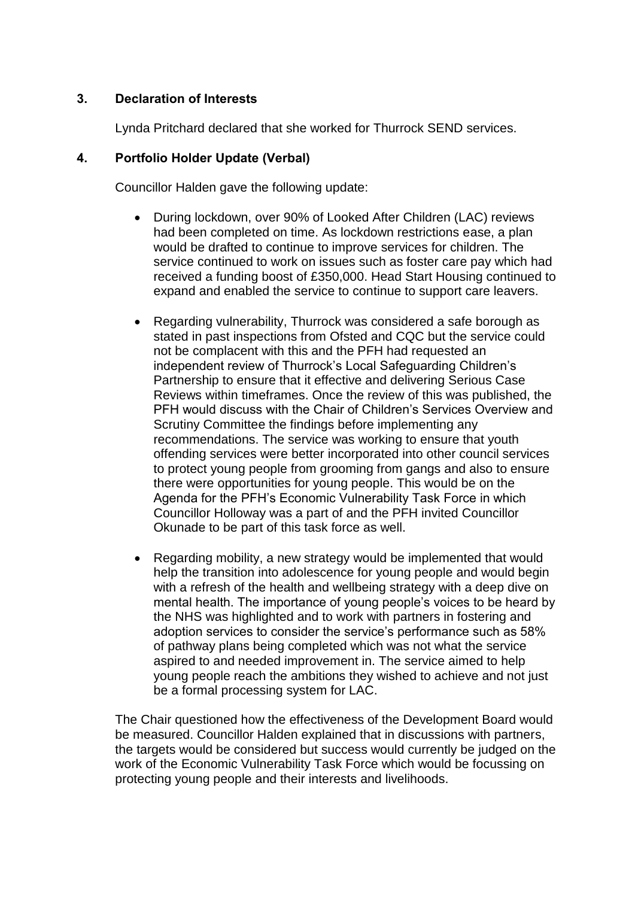## 3. Declaration of Interests

Lynda Pritchard declared that she worked for Thurrock SEND services.

## 4. Portfolio Holder Update (Verbal)

Councillor Halden gave the following update:

- During lockdown, over 90% of Looked After Children (LAC) reviews had been completed on time. As lockdown restrictions ease, a plan would be drafted to continue to improve services for children. The service continued to work on issues such as foster care pay which had received a funding boost of £350,000. Head Start Housing continued to expand and enabled the service to continue to support care leavers.

- Regarding vulnerability, Thurrock was considered a safe borough as stated in past inspections from Ofsted and CQC but the service could not be complacent with this and the PFH had requested an independent review of Thurrock's Local Safeguarding Children's Partnership to ensure that it effective and delivering Serious Case Reviews within timeframes. Once the review of this was published, the PFH would discuss with the Chair of Children's Services Overview and Scrutiny Committee the findings before implementing any recommendations. The service was working to ensure that youth offending services were better incorporated into other council services to protect young people from grooming from gangs and also to ensure there were opportunities for young people. This would be on the Agenda for the PFH's Economic Vulnerability Task Force in which Councillor Holloway was a part of and the PFH invited Councillor Okunade to be part of this task force as well.

- Regarding mobility, a new strategy would be implemented that would help the transition into adolescence for young people and would begin with a refresh of the health and wellbeing strategy with a deep dive on mental health. The importance of young people's voices to be heard by the NHS was highlighted and to work with partners in fostering and adoption services to consider the service's performance such as 58% of pathway plans being completed which was not what the service aspired to and needed improvement in. The service aimed to help young people reach the ambitions they wished to achieve and not just be a formal processing system for LAC.

The Chair questioned how the effectiveness of the Development Board would be measured. Councillor Halden explained that in discussions with partners, the targets would be considered but success would currently be judged on the work of the Economic Vulnerability Task Force which would be focussing on protecting young people and their interests and livelihoods.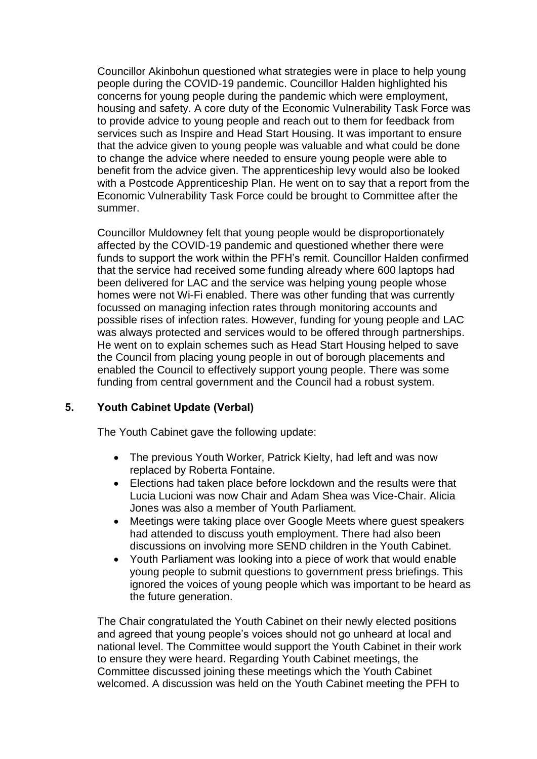Councillor Akinbohun questioned what strategies were in place to help young people during the COVID-19 pandemic. Councillor Halden highlighted his concerns for young people during the pandemic which were employment, housing and safety. A core duty of the Economic Vulnerability Task Force was to provide advice to young people and reach out to them for feedback from services such as Inspire and Head Start Housing. It was important to ensure that the advice given to young people was valuable and what could be done to change the advice where needed to ensure young people were able to benefit from the advice given. The apprenticeship levy would also be looked with a Postcode Apprenticeship Plan. He went on to say that a report from the Economic Vulnerability Task Force could be brought to Committee after the summer.

Councillor Muldowney felt that young people would be disproportionately affected by the COVID-19 pandemic and questioned whether there were funds to support the work within the PFH's remit. Councillor Halden confirmed that the service had received some funding already where 600 laptops had been delivered for LAC and the service was helping young people whose homes were not Wi-Fi enabled. There was other funding that was currently focussed on managing infection rates through monitoring accounts and possible rises of infection rates. However, funding for young people and LAC was always protected and services would to be offered through partnerships. He went on to explain schemes such as Head Start Housing helped to save the Council from placing young people in out of borough placements and enabled the Council to effectively support young people. There was some funding from central government and the Council had a robust system.

## 5. Youth Cabinet Update (Verbal)

The Youth Cabinet gave the following update:

- The previous Youth Worker, Patrick Kielty, had left and was now replaced by Roberta Fontaine.
- Elections had taken place before lockdown and the results were that Lucia Lucioni was now Chair and Adam Shea was Vice-Chair. Alicia Jones was also a member of Youth Parliament.
- Meetings were taking place over Google Meets where guest speakers had attended to discuss youth employment. There had also been discussions on involving more SEND children in the Youth Cabinet.
- Youth Parliament was looking into a piece of work that would enable young people to submit questions to government press briefings. This ignored the voices of young people which was important to be heard as the future generation.

The Chair congratulated the Youth Cabinet on their newly elected positions and agreed that young people's voices should not go unheard at local and national level. The Committee would support the Youth Cabinet in their work to ensure they were heard. Regarding Youth Cabinet meetings, the Committee discussed joining these meetings which the Youth Cabinet welcomed. A discussion was held on the Youth Cabinet meeting the PFH to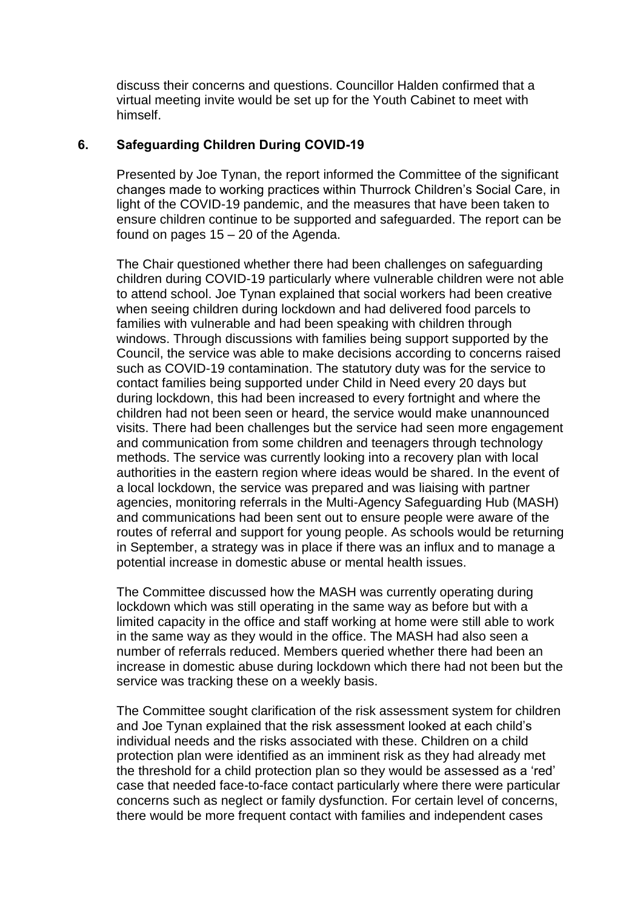discuss their concerns and questions. Councillor Halden confirmed that a virtual meeting invite would be set up for the Youth Cabinet to meet with himself.

## 6. Safeguarding Children During COVID-19

Presented by Joe Tynan, the report informed the Committee of the significant changes made to working practices within Thurrock Children's Social Care, in light of the COVID-19 pandemic, and the measures that have been taken to ensure children continue to be supported and safeguarded. The report can be found on pages 15 – 20 of the Agenda.

The Chair questioned whether there had been challenges on safeguarding children during COVID-19 particularly where vulnerable children were not able to attend school. Joe Tynan explained that social workers had been creative when seeing children during lockdown and had delivered food parcels to families with vulnerable and had been speaking with children through windows. Through discussions with families being support supported by the Council, the service was able to make decisions according to concerns raised such as COVID-19 contamination. The statutory duty was for the service to contact families being supported under Child in Need every 20 days but during lockdown, this had been increased to every fortnight and where the children had not been seen or heard, the service would make unannounced visits. There had been challenges but the service had seen more engagement and communication from some children and teenagers through technology methods. The service was currently looking into a recovery plan with local authorities in the eastern region where ideas would be shared. In the event of a local lockdown, the service was prepared and was liaising with partner agencies, monitoring referrals in the Multi-Agency Safeguarding Hub (MASH) and communications had been sent out to ensure people were aware of the routes of referral and support for young people. As schools would be returning in September, a strategy was in place if there was an influx and to manage a potential increase in domestic abuse or mental health issues.

The Committee discussed how the MASH was currently operating during lockdown which was still operating in the same way as before but with a limited capacity in the office and staff working at home were still able to work in the same way as they would in the office. The MASH had also seen a number of referrals reduced. Members queried whether there had been an increase in domestic abuse during lockdown which there had not been but the service was tracking these on a weekly basis.

The Committee sought clarification of the risk assessment system for children and Joe Tynan explained that the risk assessment looked at each child's individual needs and the risks associated with these. Children on a child protection plan were identified as an imminent risk as they had already met the threshold for a child protection plan so they would be assessed as a 'red' case that needed face-to-face contact particularly where there were particular concerns such as neglect or family dysfunction. For certain level of concerns, there would be more frequent contact with families and independent cases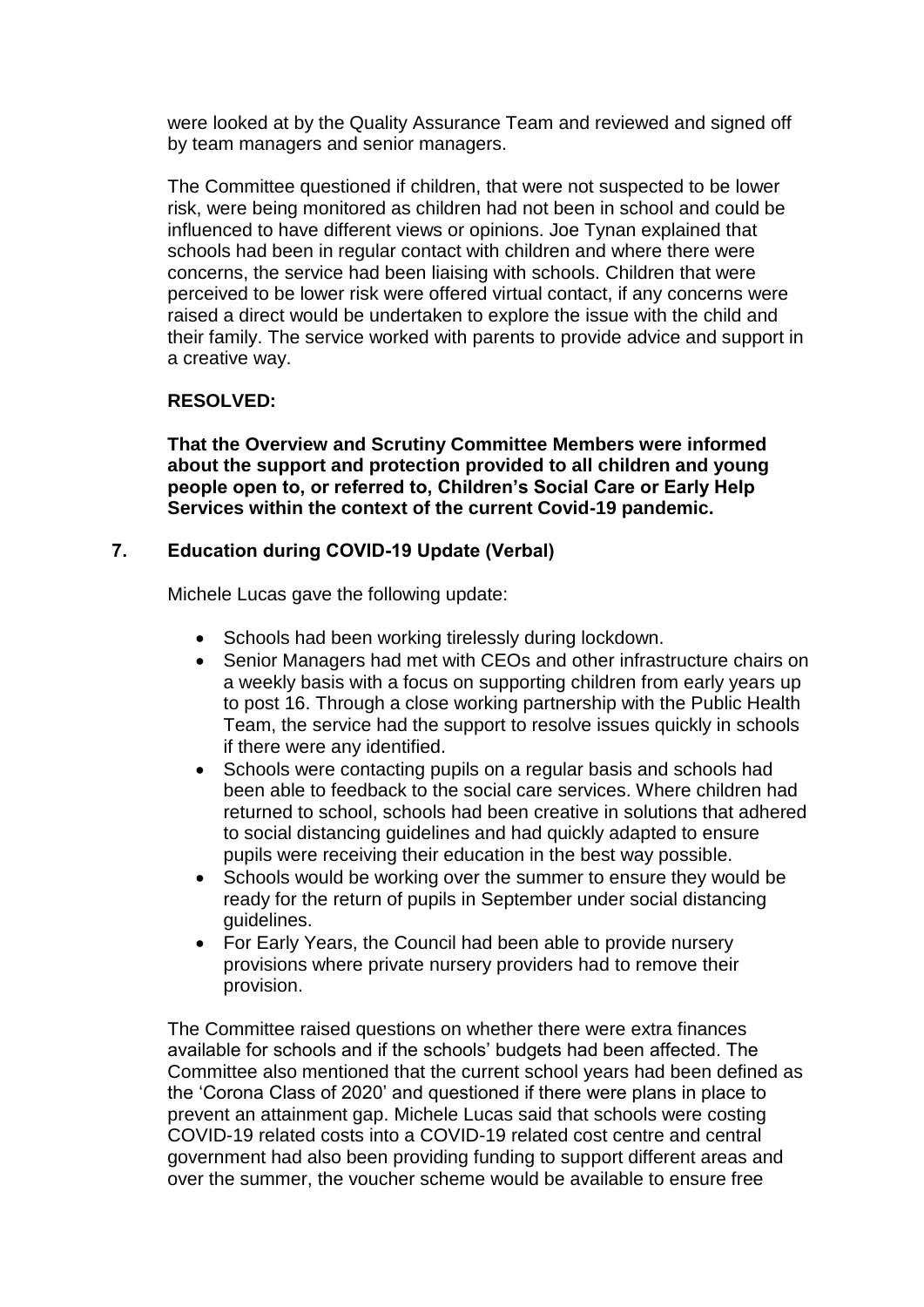were looked at by the Quality Assurance Team and reviewed and signed off by team managers and senior managers.

The Committee questioned if children, that were not suspected to be lower risk, were being monitored as children had not been in school and could be influenced to have different views or opinions. Joe Tynan explained that schools had been in regular contact with children and where there were concerns, the service had been liaising with schools. Children that were perceived to be lower risk were offered virtual contact, if any concerns were raised a direct would be undertaken to explore the issue with the child and their family. The service worked with parents to provide advice and support in a creative way.

**RESOLVED:**

**That the Overview and Scrutiny Committee Members were informed about the support and protection provided to all children and young people open to, or referred to, Children's Social Care or Early Help Services within the context of the current Covid-19 pandemic.**

## 7. Education during COVID-19 Update (Verbal)

Michele Lucas gave the following update:

- Schools had been working tirelessly during lockdown.
- Senior Managers had met with CEOs and other infrastructure chairs on a weekly basis with a focus on supporting children from early years up to post 16. Through a close working partnership with the Public Health Team, the service had the support to resolve issues quickly in schools if there were any identified.
- Schools were contacting pupils on a regular basis and schools had been able to feedback to the social care services. Where children had returned to school, schools had been creative in solutions that adhered to social distancing guidelines and had quickly adapted to ensure pupils were receiving their education in the best way possible.
- Schools would be working over the summer to ensure they would be ready for the return of pupils in September under social distancing guidelines.
- For Early Years, the Council had been able to provide nursery provisions where private nursery providers had to remove their provision.

The Committee raised questions on whether there were extra finances available for schools and if the schools' budgets had been affected. The Committee also mentioned that the current school years had been defined as the 'Corona Class of 2020' and questioned if there were plans in place to prevent an attainment gap. Michele Lucas said that schools were costing COVID-19 related costs into a COVID-19 related cost centre and central government had also been providing funding to support different areas and over the summer, the voucher scheme would be available to ensure free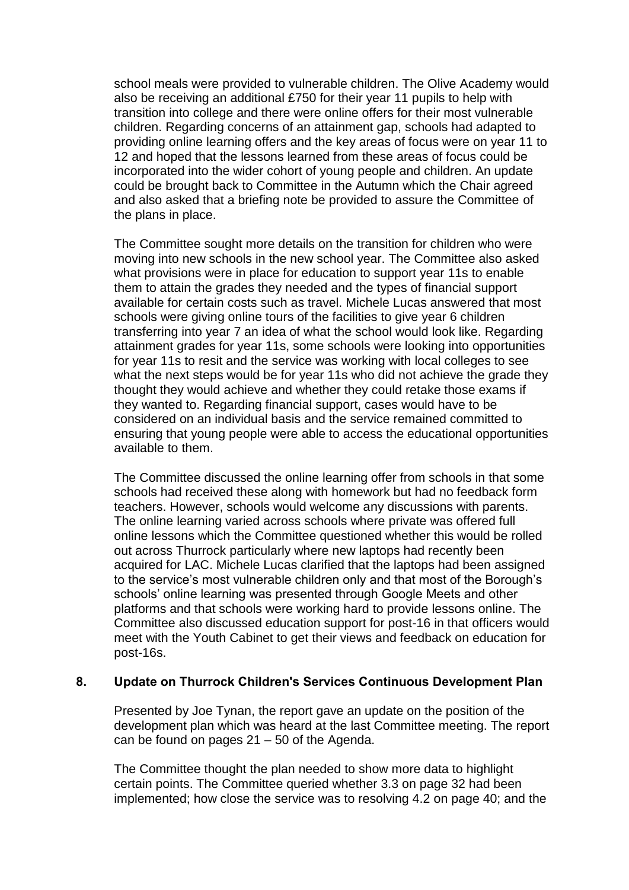school meals were provided to vulnerable children. The Olive Academy would also be receiving an additional £750 for their year 11 pupils to help with transition into college and there were online offers for their most vulnerable children. Regarding concerns of an attainment gap, schools had adapted to providing online learning offers and the key areas of focus were on year 11 to 12 and hoped that the lessons learned from these areas of focus could be incorporated into the wider cohort of young people and children. An update could be brought back to Committee in the Autumn which the Chair agreed and also asked that a briefing note be provided to assure the Committee of the plans in place.

The Committee sought more details on the transition for children who were moving into new schools in the new school year. The Committee also asked what provisions were in place for education to support year 11s to enable them to attain the grades they needed and the types of financial support available for certain costs such as travel. Michele Lucas answered that most schools were giving online tours of the facilities to give year 6 children transferring into year 7 an idea of what the school would look like. Regarding attainment grades for year 11s, some schools were looking into opportunities for year 11s to resit and the service was working with local colleges to see what the next steps would be for year 11s who did not achieve the grade they thought they would achieve and whether they could retake those exams if they wanted to. Regarding financial support, cases would have to be considered on an individual basis and the service remained committed to ensuring that young people were able to access the educational opportunities available to them.

The Committee discussed the online learning offer from schools in that some schools had received these along with homework but had no feedback form teachers. However, schools would welcome any discussions with parents. The online learning varied across schools where private was offered full online lessons which the Committee questioned whether this would be rolled out across Thurrock particularly where new laptops had recently been acquired for LAC. Michele Lucas clarified that the laptops had been assigned to the service's most vulnerable children only and that most of the Borough's schools' online learning was presented through Google Meets and other platforms and that schools were working hard to provide lessons online. The Committee also discussed education support for post-16 in that officers would meet with the Youth Cabinet to get their views and feedback on education for post-16s.

## 8. Update on Thurrock Children's Services Continuous Development Plan

Presented by Joe Tynan, the report gave an update on the position of the development plan which was heard at the last Committee meeting. The report can be found on pages 21 – 50 of the Agenda.

The Committee thought the plan needed to show more data to highlight certain points. The Committee queried whether 3.3 on page 32 had been implemented; how close the service was to resolving 4.2 on page 40; and the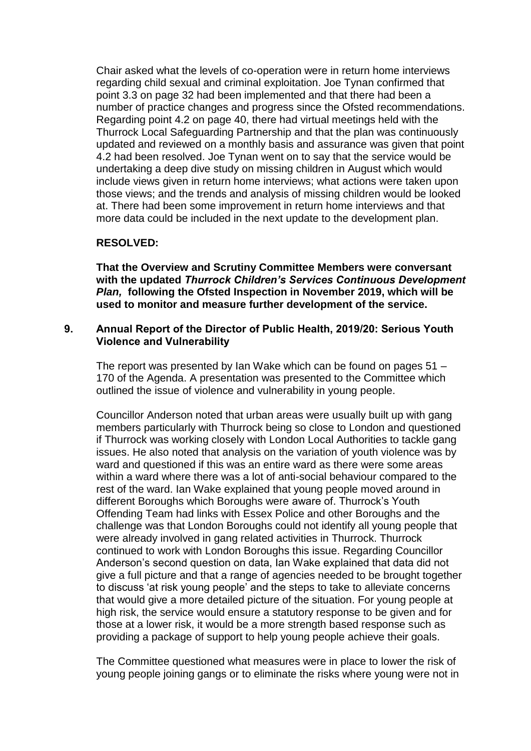Chair asked what the levels of co-operation were in return home interviews regarding child sexual and criminal exploitation. Joe Tynan confirmed that point 3.3 on page 32 had been implemented and that there had been a number of practice changes and progress since the Ofsted recommendations. Regarding point 4.2 on page 40, there had virtual meetings held with the Thurrock Local Safeguarding Partnership and that the plan was continuously updated and reviewed on a monthly basis and assurance was given that point 4.2 had been resolved. Joe Tynan went on to say that the service would be undertaking a deep dive study on missing children in August which would include views given in return home interviews; what actions were taken upon those views; and the trends and analysis of missing children would be looked at. There had been some improvement in return home interviews and that more data could be included in the next update to the development plan.

**RESOLVED:**

**That the Overview and Scrutiny Committee Members were conversant with the updated *Thurrock Children's Services Continuous Development Plan,* following the Ofsted Inspection in November 2019, which will be used to monitor and measure further development of the service.**

## 9. Annual Report of the Director of Public Health, 2019/20: Serious Youth Violence and Vulnerability

The report was presented by Ian Wake which can be found on pages 51 – 170 of the Agenda. A presentation was presented to the Committee which outlined the issue of violence and vulnerability in young people.

Councillor Anderson noted that urban areas were usually built up with gang members particularly with Thurrock being so close to London and questioned if Thurrock was working closely with London Local Authorities to tackle gang issues. He also noted that analysis on the variation of youth violence was by ward and questioned if this was an entire ward as there were some areas within a ward where there was a lot of anti-social behaviour compared to the rest of the ward. Ian Wake explained that young people moved around in different Boroughs which Boroughs were aware of. Thurrock's Youth Offending Team had links with Essex Police and other Boroughs and the challenge was that London Boroughs could not identify all young people that were already involved in gang related activities in Thurrock. Thurrock continued to work with London Boroughs this issue. Regarding Councillor Anderson's second question on data, Ian Wake explained that data did not give a full picture and that a range of agencies needed to be brought together to discuss 'at risk young people' and the steps to take to alleviate concerns that would give a more detailed picture of the situation. For young people at high risk, the service would ensure a statutory response to be given and for those at a lower risk, it would be a more strength based response such as providing a package of support to help young people achieve their goals.

The Committee questioned what measures were in place to lower the risk of young people joining gangs or to eliminate the risks where young were not in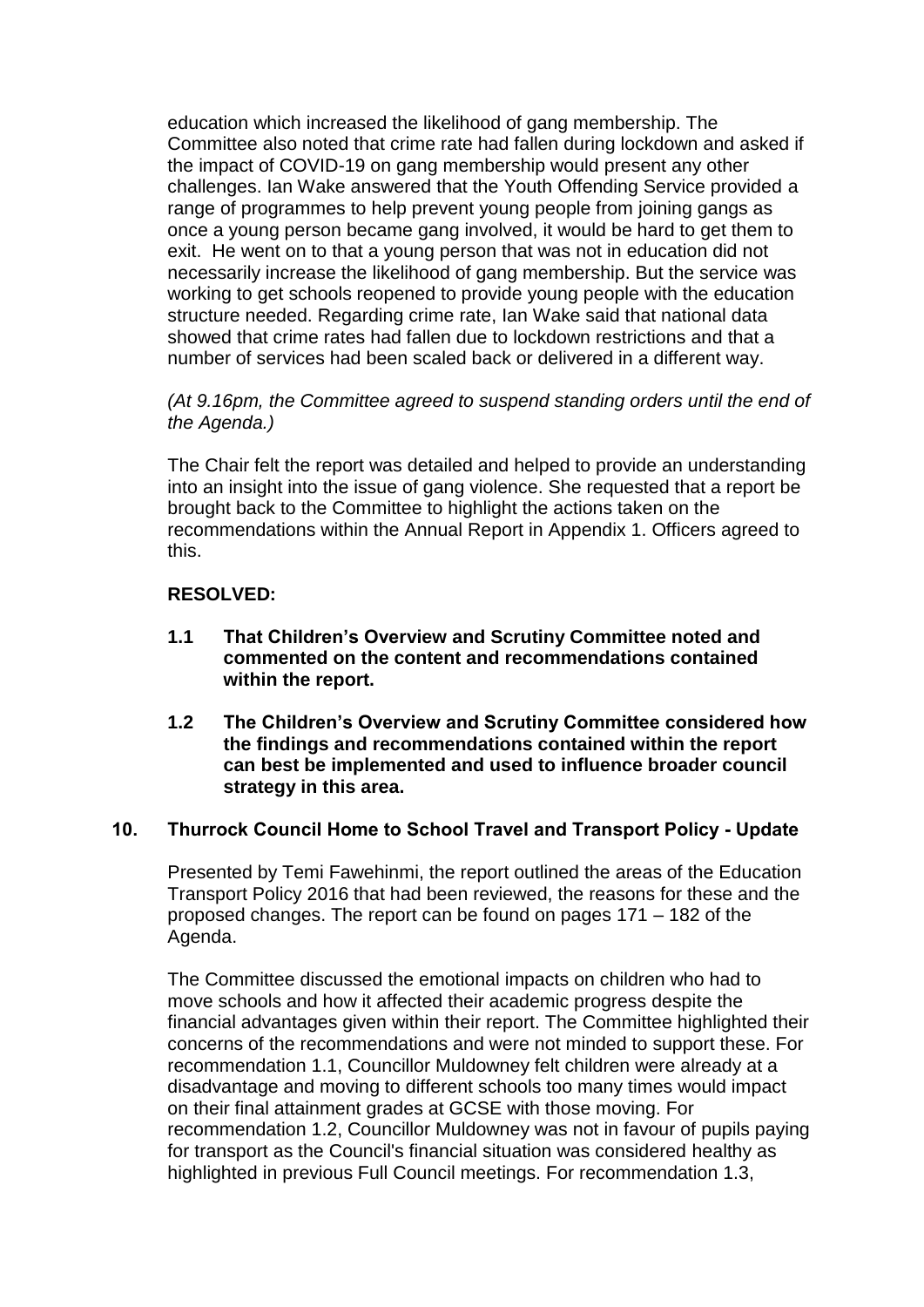education which increased the likelihood of gang membership. The Committee also noted that crime rate had fallen during lockdown and asked if the impact of COVID-19 on gang membership would present any other challenges. Ian Wake answered that the Youth Offending Service provided a range of programmes to help prevent young people from joining gangs as once a young person became gang involved, it would be hard to get them to exit. He went on to that a young person that was not in education did not necessarily increase the likelihood of gang membership. But the service was working to get schools reopened to provide young people with the education structure needed. Regarding crime rate, Ian Wake said that national data showed that crime rates had fallen due to lockdown restrictions and that a number of services had been scaled back or delivered in a different way.

*(At 9.16pm, the Committee agreed to suspend standing orders until the end of the Agenda.)*

The Chair felt the report was detailed and helped to provide an understanding into an insight into the issue of gang violence. She requested that a report be brought back to the Committee to highlight the actions taken on the recommendations within the Annual Report in Appendix 1. Officers agreed to this.

**RESOLVED:**

**1.1 That Children's Overview and Scrutiny Committee noted and commented on the content and recommendations contained within the report.**

**1.2 The Children's Overview and Scrutiny Committee considered how the findings and recommendations contained within the report can best be implemented and used to influence broader council strategy in this area.**

## 10. Thurrock Council Home to School Travel and Transport Policy - Update

Presented by Temi Fawehinmi, the report outlined the areas of the Education Transport Policy 2016 that had been reviewed, the reasons for these and the proposed changes. The report can be found on pages 171 – 182 of the Agenda.

The Committee discussed the emotional impacts on children who had to move schools and how it affected their academic progress despite the financial advantages given within their report. The Committee highlighted their concerns of the recommendations and were not minded to support these. For recommendation 1.1, Councillor Muldowney felt children were already at a disadvantage and moving to different schools too many times would impact on their final attainment grades at GCSE with those moving. For recommendation 1.2, Councillor Muldowney was not in favour of pupils paying for transport as the Council's financial situation was considered healthy as highlighted in previous Full Council meetings. For recommendation 1.3,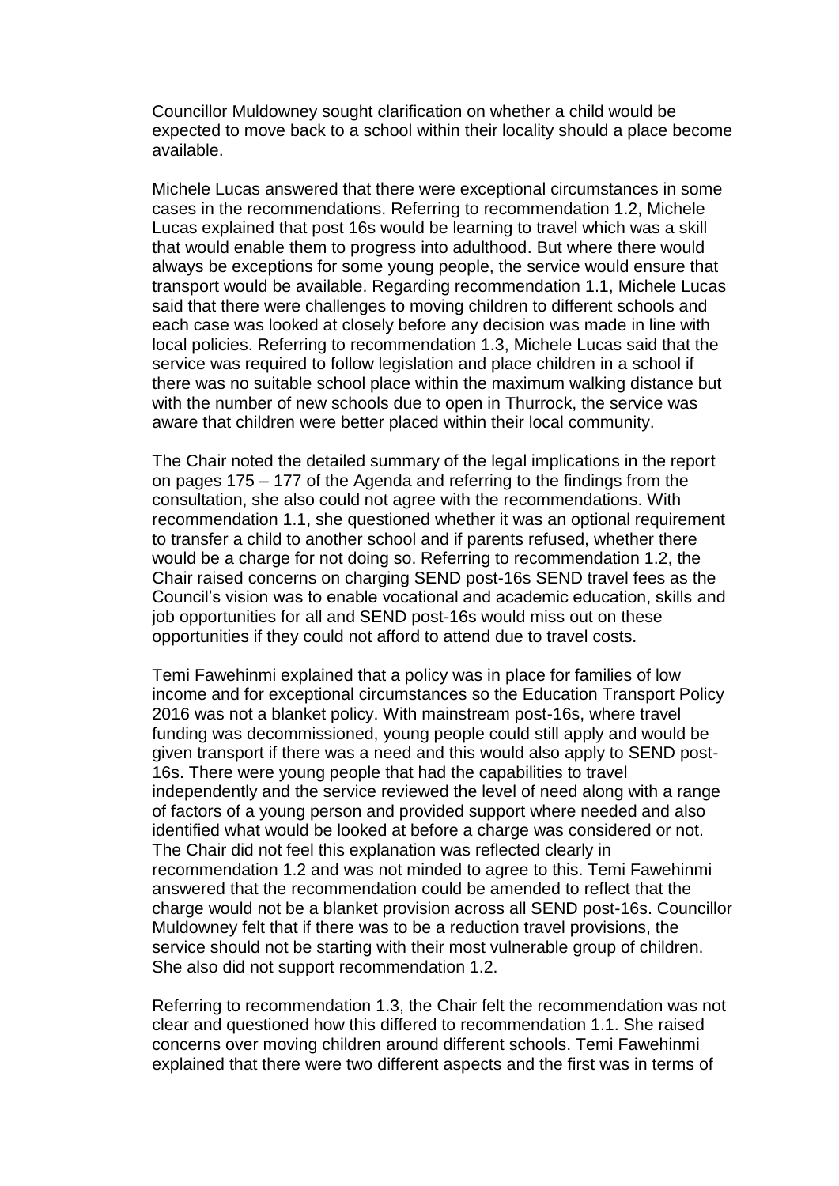Councillor Muldowney sought clarification on whether a child would be expected to move back to a school within their locality should a place become available.

Michele Lucas answered that there were exceptional circumstances in some cases in the recommendations. Referring to recommendation 1.2, Michele Lucas explained that post 16s would be learning to travel which was a skill that would enable them to progress into adulthood. But where there would always be exceptions for some young people, the service would ensure that transport would be available. Regarding recommendation 1.1, Michele Lucas said that there were challenges to moving children to different schools and each case was looked at closely before any decision was made in line with local policies. Referring to recommendation 1.3, Michele Lucas said that the service was required to follow legislation and place children in a school if there was no suitable school place within the maximum walking distance but with the number of new schools due to open in Thurrock, the service was aware that children were better placed within their local community.

The Chair noted the detailed summary of the legal implications in the report on pages 175 – 177 of the Agenda and referring to the findings from the consultation, she also could not agree with the recommendations. With recommendation 1.1, she questioned whether it was an optional requirement to transfer a child to another school and if parents refused, whether there would be a charge for not doing so. Referring to recommendation 1.2, the Chair raised concerns on charging SEND post-16s SEND travel fees as the Council's vision was to enable vocational and academic education, skills and job opportunities for all and SEND post-16s would miss out on these opportunities if they could not afford to attend due to travel costs.

Temi Fawehinmi explained that a policy was in place for families of low income and for exceptional circumstances so the Education Transport Policy 2016 was not a blanket policy. With mainstream post-16s, where travel funding was decommissioned, young people could still apply and would be given transport if there was a need and this would also apply to SEND post-16s. There were young people that had the capabilities to travel independently and the service reviewed the level of need along with a range of factors of a young person and provided support where needed and also identified what would be looked at before a charge was considered or not. The Chair did not feel this explanation was reflected clearly in recommendation 1.2 and was not minded to agree to this. Temi Fawehinmi answered that the recommendation could be amended to reflect that the charge would not be a blanket provision across all SEND post-16s. Councillor Muldowney felt that if there was to be a reduction travel provisions, the service should not be starting with their most vulnerable group of children. She also did not support recommendation 1.2.

Referring to recommendation 1.3, the Chair felt the recommendation was not clear and questioned how this differed to recommendation 1.1. She raised concerns over moving children around different schools. Temi Fawehinmi explained that there were two different aspects and the first was in terms of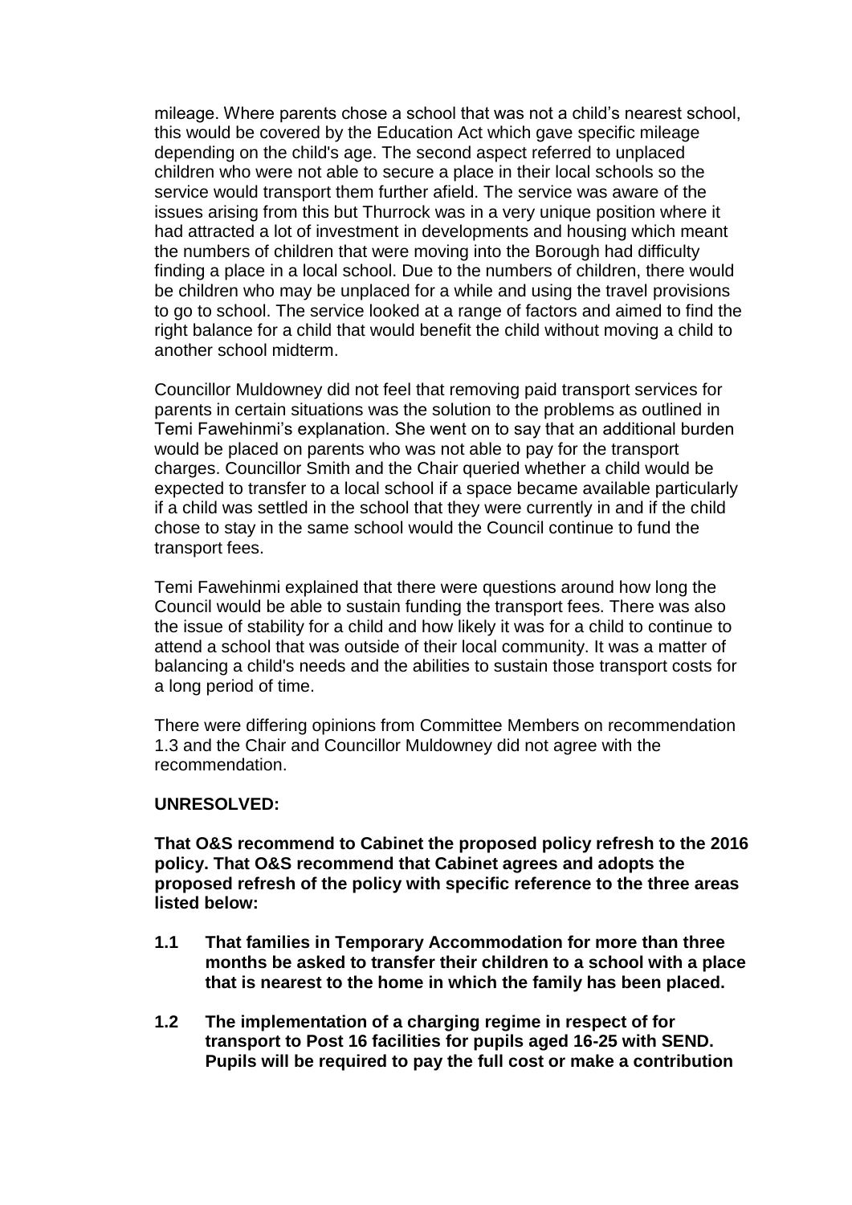mileage. Where parents chose a school that was not a child's nearest school, this would be covered by the Education Act which gave specific mileage depending on the child's age. The second aspect referred to unplaced children who were not able to secure a place in their local schools so the service would transport them further afield. The service was aware of the issues arising from this but Thurrock was in a very unique position where it had attracted a lot of investment in developments and housing which meant the numbers of children that were moving into the Borough had difficulty finding a place in a local school. Due to the numbers of children, there would be children who may be unplaced for a while and using the travel provisions to go to school. The service looked at a range of factors and aimed to find the right balance for a child that would benefit the child without moving a child to another school midterm.

Councillor Muldowney did not feel that removing paid transport services for parents in certain situations was the solution to the problems as outlined in Temi Fawehinmi's explanation. She went on to say that an additional burden would be placed on parents who was not able to pay for the transport charges. Councillor Smith and the Chair queried whether a child would be expected to transfer to a local school if a space became available particularly if a child was settled in the school that they were currently in and if the child chose to stay in the same school would the Council continue to fund the transport fees.

Temi Fawehinmi explained that there were questions around how long the Council would be able to sustain funding the transport fees. There was also the issue of stability for a child and how likely it was for a child to continue to attend a school that was outside of their local community. It was a matter of balancing a child's needs and the abilities to sustain those transport costs for a long period of time.

There were differing opinions from Committee Members on recommendation 1.3 and the Chair and Councillor Muldowney did not agree with the recommendation.

**UNRESOLVED:**

**That O&S recommend to Cabinet the proposed policy refresh to the 2016 policy. That O&S recommend that Cabinet agrees and adopts the proposed refresh of the policy with specific reference to the three areas listed below:**

**1.1 That families in Temporary Accommodation for more than three months be asked to transfer their children to a school with a place that is nearest to the home in which the family has been placed.**

**1.2 The implementation of a charging regime in respect of for transport to Post 16 facilities for pupils aged 16-25 with SEND. Pupils will be required to pay the full cost or make a contribution**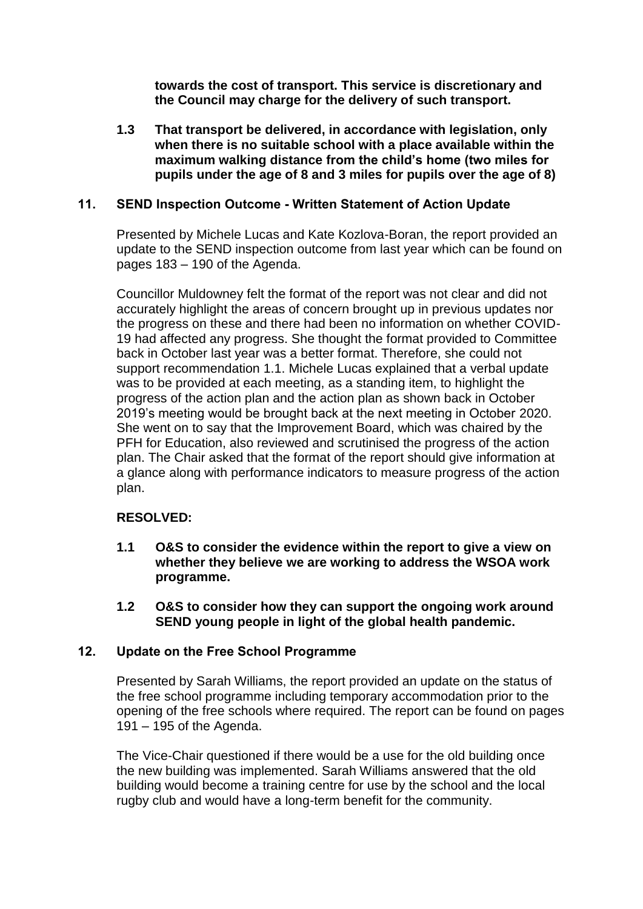**towards the cost of transport. This service is discretionary and the Council may charge for the delivery of such transport.**

**1.3 That transport be delivered, in accordance with legislation, only when there is no suitable school with a place available within the maximum walking distance from the child's home (two miles for pupils under the age of 8 and 3 miles for pupils over the age of 8)**

## 11. SEND Inspection Outcome - Written Statement of Action Update

Presented by Michele Lucas and Kate Kozlova-Boran, the report provided an update to the SEND inspection outcome from last year which can be found on pages 183 – 190 of the Agenda.

Councillor Muldowney felt the format of the report was not clear and did not accurately highlight the areas of concern brought up in previous updates nor the progress on these and there had been no information on whether COVID-19 had affected any progress. She thought the format provided to Committee back in October last year was a better format. Therefore, she could not support recommendation 1.1. Michele Lucas explained that a verbal update was to be provided at each meeting, as a standing item, to highlight the progress of the action plan and the action plan as shown back in October 2019's meeting would be brought back at the next meeting in October 2020. She went on to say that the Improvement Board, which was chaired by the PFH for Education, also reviewed and scrutinised the progress of the action plan. The Chair asked that the format of the report should give information at a glance along with performance indicators to measure progress of the action plan.

**RESOLVED:**

**1.1 O&S to consider the evidence within the report to give a view on whether they believe we are working to address the WSOA work programme.**

**1.2 O&S to consider how they can support the ongoing work around SEND young people in light of the global health pandemic.**

## 12. Update on the Free School Programme

Presented by Sarah Williams, the report provided an update on the status of the free school programme including temporary accommodation prior to the opening of the free schools where required. The report can be found on pages 191 – 195 of the Agenda.

The Vice-Chair questioned if there would be a use for the old building once the new building was implemented. Sarah Williams answered that the old building would become a training centre for use by the school and the local rugby club and would have a long-term benefit for the community.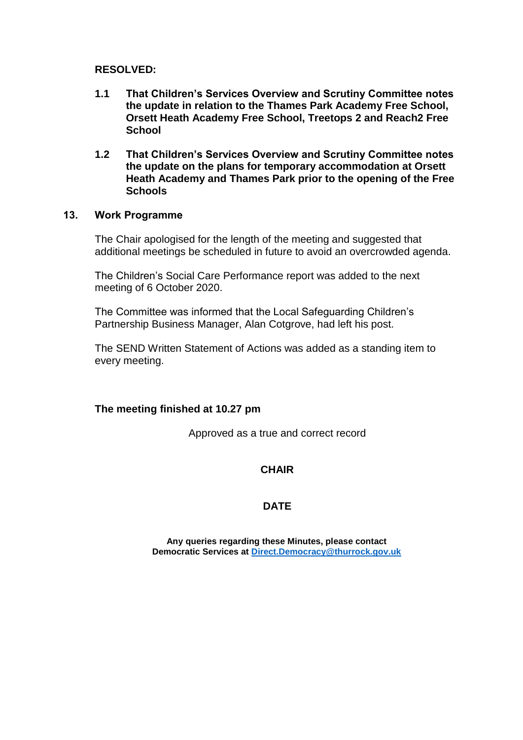**RESOLVED:**

**1.1 That Children's Services Overview and Scrutiny Committee notes the update in relation to the Thames Park Academy Free School, Orsett Heath Academy Free School, Treetops 2 and Reach2 Free School**

**1.2 That Children's Services Overview and Scrutiny Committee notes the update on the plans for temporary accommodation at Orsett Heath Academy and Thames Park prior to the opening of the Free Schools**

## 13. Work Programme

The Chair apologised for the length of the meeting and suggested that additional meetings be scheduled in future to avoid an overcrowded agenda.

The Children's Social Care Performance report was added to the next meeting of 6 October 2020.

The Committee was informed that the Local Safeguarding Children's Partnership Business Manager, Alan Cotgrove, had left his post.

The SEND Written Statement of Actions was added as a standing item to every meeting.

**The meeting finished at 10.27 pm**

Approved as a true and correct record

**CHAIR**

**DATE**

**Any queries regarding these Minutes, please contact Democratic Services at [Direct.Democracy@thurrock.gov.uk](mailto:Direct.Democracy@thurrock.gov.uk)**